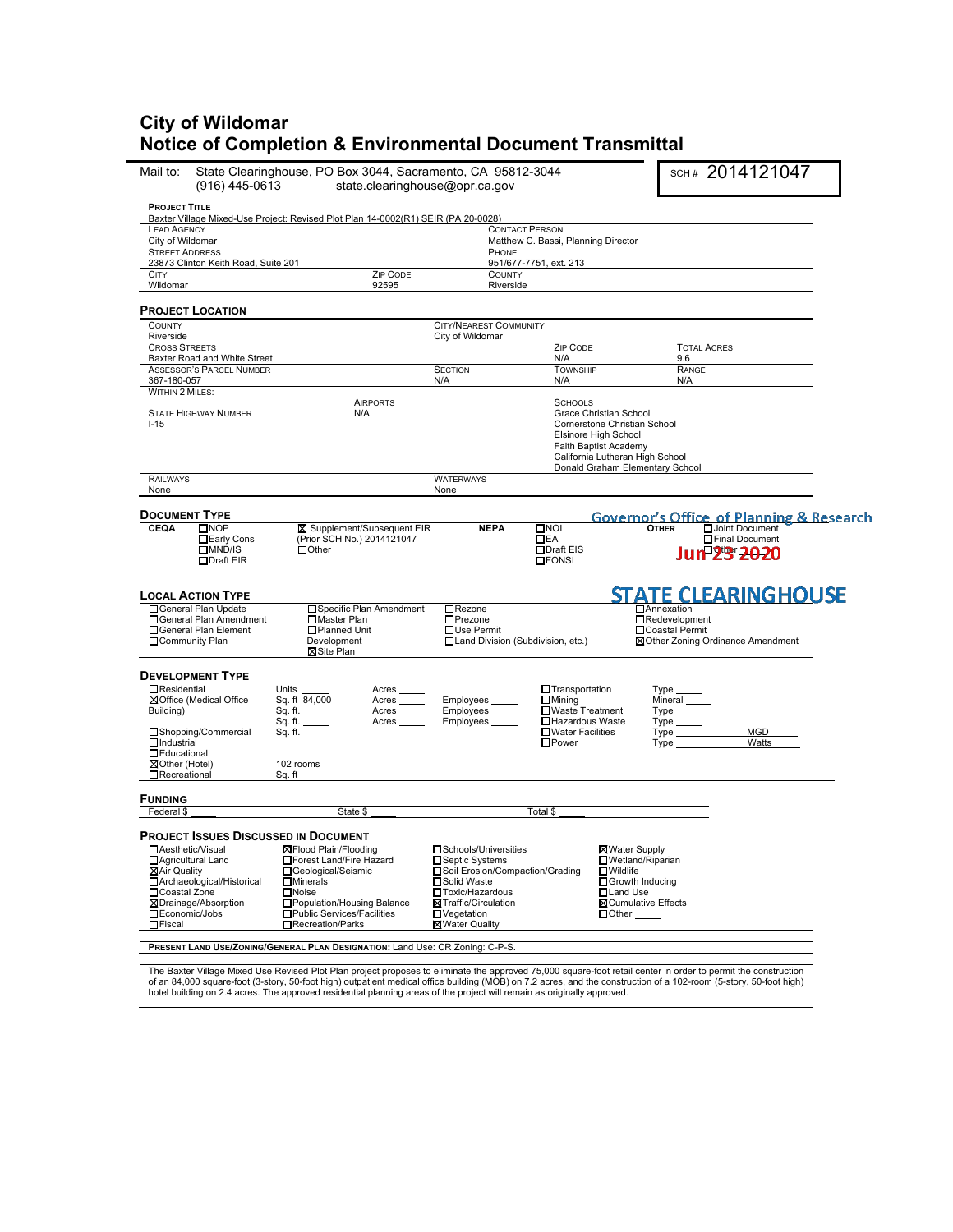# City of Wildomar
## Notice of Completion & Environmental Document Transmittal

Mail to: State Clearinghouse, PO Box 3044, Sacramento, CA 95812-3044
(916) 445-0613 state.clearinghouse@opr.ca.gov

SCH # 2014121047

**PROJECT TITLE**
Baxter Village Mixed-Use Project: Revised Plot Plan 14-0002(R1) SEIR (PA 20-0028)

| LEAD AGENCY | | CONTACT PERSON |
|---|---|---|
| City of Wildomar | | Matthew C. Bassi, Planning Director |
| STREET ADDRESS | | PHONE |
| 23873 Clinton Keith Road, Suite 201 | | 951/677-7751, ext. 213 |
| CITY | ZIP CODE | COUNTY |
| Wildomar | 92595 | Riverside |

### PROJECT LOCATION

| COUNTY | CITY/NEAREST COMMUNITY | | |
|---|---|---|---|
| Riverside | City of Wildomar | | |
| CROSS STREETS | | ZIP CODE | TOTAL ACRES |
| Baxter Road and White Street | | N/A | 9.6 |
| ASSESSOR'S PARCEL NUMBER | SECTION | TOWNSHIP | RANGE |
| 367-180-057 | N/A | N/A | N/A |

WITHIN 2 MILES:

| STATE HIGHWAY NUMBER | AIRPORTS | SCHOOLS |
|---|---|---|
| I-15 | N/A | Grace Christian School<br>Cornerstone Christian School<br>Elsinore High School<br>Faith Baptist Academy<br>California Lutheran High School<br>Donald Graham Elementary School |

| RAILWAYS | WATERWAYS |
|---|---|
| None | None |

### DOCUMENT TYPE

**CEQA**
- ☐ NOP
- ☐ Early Cons
- ☐ MND/IS
- ☐ Draft EIR
- ☒ Supplement/Subsequent EIR (Prior SCH No.) 2014121047
- ☐ Other

**NEPA**
- ☐ NOI
- ☐ EA
- ☐ Draft EIS
- ☐ FONSI

**OTHER**
- ☐ Joint Document
- ☐ Final Document
- ☐ Other

Governor's Office of Planning & Research
Jun 23 2020
STATE CLEARINGHOUSE

### LOCAL ACTION TYPE

- ☐ General Plan Update
- ☐ General Plan Amendment
- ☐ General Plan Element
- ☐ Community Plan
- ☐ Specific Plan Amendment
- ☐ Master Plan
- ☐ Planned Unit Development
- ☒ Site Plan
- ☐ Rezone
- ☐ Prezone
- ☐ Use Permit
- ☐ Land Division (Subdivision, etc.)
- ☐ Annexation
- ☐ Redevelopment
- ☐ Coastal Permit
- ☒ Other Zoning Ordinance Amendment

### DEVELOPMENT TYPE

- ☐ Residential — Units ___ Acres ___
- ☒ Office (Medical Office Building) — Sq. ft 84,000 Acres ___ Employees ___
- Sq. ft. ___ Acres ___ Employees ___
- Sq. ft. ___ Acres ___ Employees ___
- ☐ Shopping/Commercial — Sq. ft.
- ☐ Industrial
- ☐ Educational
- ☒ Other (Hotel) — 102 rooms
- ☐ Recreational — Sq. ft
- ☐ Transportation — Type ___
- ☐ Mining — Mineral ___
- ☐ Waste Treatment — Type ___
- ☐ Hazardous Waste — Type ___
- ☐ Water Facilities — Type ___ MGD
- ☐ Power — Type ___ Watts

### FUNDING

Federal $ ___ State $ ___ Total $ ___

### PROJECT ISSUES DISCUSSED IN DOCUMENT

- ☐ Aesthetic/Visual
- ☐ Agricultural Land
- ☒ Air Quality
- ☐ Archaeological/Historical
- ☐ Coastal Zone
- ☒ Drainage/Absorption
- ☐ Economic/Jobs
- ☐ Fiscal
- ☒ Flood Plain/Flooding
- ☐ Forest Land/Fire Hazard
- ☐ Geological/Seismic
- ☐ Minerals
- ☐ Noise
- ☐ Population/Housing Balance
- ☐ Public Services/Facilities
- ☐ Recreation/Parks
- ☐ Schools/Universities
- ☐ Septic Systems
- ☐ Soil Erosion/Compaction/Grading
- ☐ Solid Waste
- ☐ Toxic/Hazardous
- ☒ Traffic/Circulation
- ☐ Vegetation
- ☒ Water Quality
- ☒ Water Supply
- ☐ Wetland/Riparian
- ☐ Wildlife
- ☐ Growth Inducing
- ☐ Land Use
- ☒ Cumulative Effects
- ☐ Other ___

**PRESENT LAND USE/ZONING/GENERAL PLAN DESIGNATION:** Land Use: CR Zoning: C-P-S.

The Baxter Village Mixed Use Revised Plot Plan project proposes to eliminate the approved 75,000 square-foot retail center in order to permit the construction of an 84,000 square-foot (3-story, 50-foot high) outpatient medical office building (MOB) on 7.2 acres, and the construction of a 102-room (5-story, 50-foot high) hotel building on 2.4 acres. The approved residential planning areas of the project will remain as originally approved.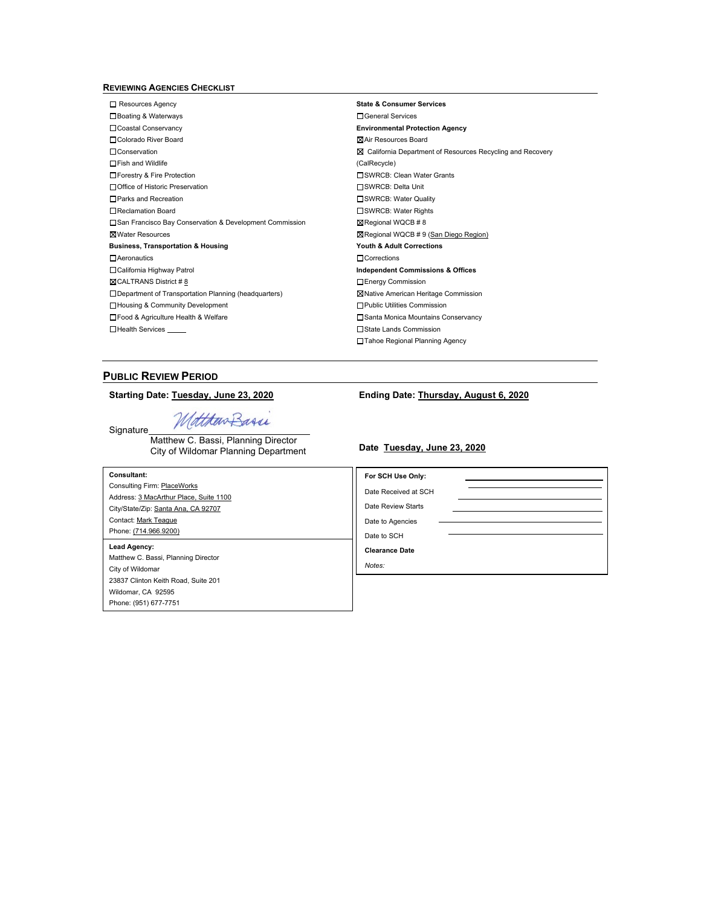## REVIEWING AGENCIES CHECKLIST

- ☐ Resources Agency
- ☐ Boating & Waterways
- ☐ Coastal Conservancy
- ☐ Colorado River Board
- ☐ Conservation
- ☐ Fish and Wildlife
- ☐ Forestry & Fire Protection
- ☐ Office of Historic Preservation
- ☐ Parks and Recreation
- ☐ Reclamation Board
- ☐ San Francisco Bay Conservation & Development Commission
- ☒ Water Resources

**Business, Transportation & Housing**

- ☐ Aeronautics
- ☐ California Highway Patrol
- ☒ CALTRANS District # 8
- ☐ Department of Transportation Planning (headquarters)
- ☐ Housing & Community Development
- ☐ Food & Agriculture Health & Welfare
- ☐ Health Services _____

**State & Consumer Services**

- ☐ General Services

**Environmental Protection Agency**

- ☒ Air Resources Board
- ☒ California Department of Resources Recycling and Recovery (CalRecycle)
- ☐ SWRCB: Clean Water Grants
- ☐ SWRCB: Delta Unit
- ☐ SWRCB: Water Quality
- ☐ SWRCB: Water Rights
- ☒ Regional WQCB # 8
- ☒ Regional WQCB # 9 (San Diego Region)

**Youth & Adult Corrections**

- ☐ Corrections

**Independent Commissions & Offices**

- ☐ Energy Commission
- ☒ Native American Heritage Commission
- ☐ Public Utilities Commission
- ☐ Santa Monica Mountains Conservancy
- ☐ State Lands Commission
- ☐ Tahoe Regional Planning Agency

## PUBLIC REVIEW PERIOD

**Starting Date: Tuesday, June 23, 2020**

**Ending Date: Thursday, August 6, 2020**

Signature ____________________
Matthew C. Bassi, Planning Director
City of Wildomar Planning Department

**Date Tuesday, June 23, 2020**

**Consultant:**
Consulting Firm: PlaceWorks
Address: 3 MacArthur Place, Suite 1100
City/State/Zip: Santa Ana, CA 92707
Contact: Mark Teague
Phone: (714.966.9200)

**Lead Agency:**
Matthew C. Bassi, Planning Director
City of Wildomar
23837 Clinton Keith Road, Suite 201
Wildomar, CA 92595
Phone: (951) 677-7751

**For SCH Use Only:**
Date Received at SCH ______
Date Review Starts ______
Date to Agencies ______
Date to SCH ______
**Clearance Date**
*Notes:*